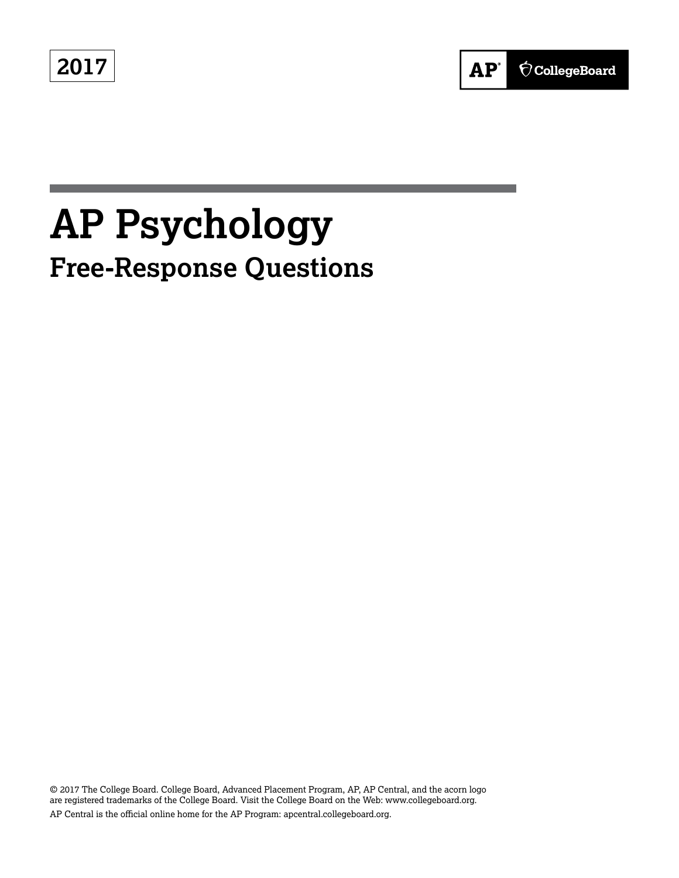2017

AP CollegeBoard

# AP Psychology

## Free-Response Questions

© 2017 The College Board. College Board, Advanced Placement Program, AP, AP Central, and the acorn logo are registered trademarks of the College Board. Visit the College Board on the Web: www.collegeboard.org.

AP Central is the official online home for the AP Program: apcentral.collegeboard.org.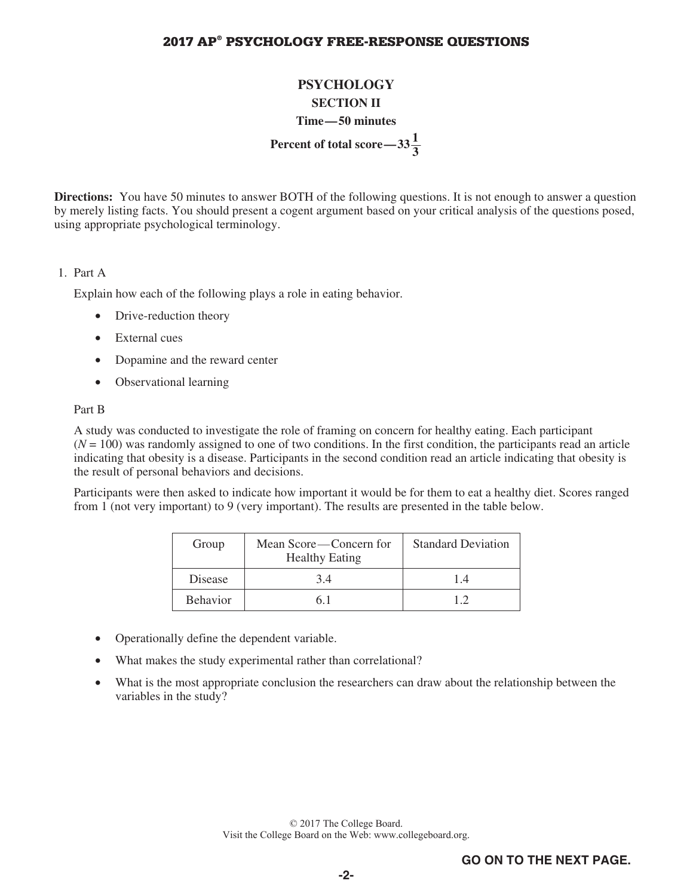# PSYCHOLOGY

## SECTION II

**Time—50 minutes**

**Percent of total score—$33\frac{1}{3}$**

**Directions:** You have 50 minutes to answer BOTH of the following questions. It is not enough to answer a question by merely listing facts. You should present a cogent argument based on your critical analysis of the questions posed, using appropriate psychological terminology.

1. Part A

   Explain how each of the following plays a role in eating behavior.

   - Drive-reduction theory
   - External cues
   - Dopamine and the reward center
   - Observational learning

   Part B

   A study was conducted to investigate the role of framing on concern for healthy eating. Each participant (*N* = 100) was randomly assigned to one of two conditions. In the first condition, the participants read an article indicating that obesity is a disease. Participants in the second condition read an article indicating that obesity is the result of personal behaviors and decisions.

   Participants were then asked to indicate how important it would be for them to eat a healthy diet. Scores ranged from 1 (not very important) to 9 (very important). The results are presented in the table below.

| Group | Mean Score—Concern for Healthy Eating | Standard Deviation |
| --- | --- | --- |
| Disease | 3.4 | 1.4 |
| Behavior | 6.1 | 1.2 |

   - Operationally define the dependent variable.
   - What makes the study experimental rather than correlational?
   - What is the most appropriate conclusion the researchers can draw about the relationship between the variables in the study?

© 2017 The College Board.
Visit the College Board on the Web: www.collegeboard.org.

**GO ON TO THE NEXT PAGE.**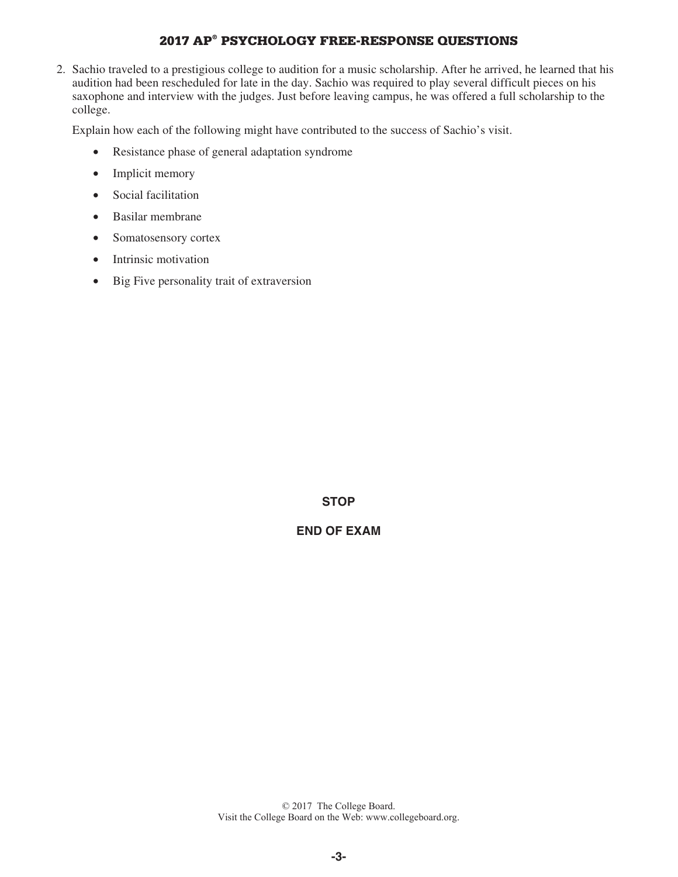2. Sachio traveled to a prestigious college to audition for a music scholarship. After he arrived, he learned that his audition had been rescheduled for late in the day. Sachio was required to play several difficult pieces on his saxophone and interview with the judges. Just before leaving campus, he was offered a full scholarship to the college.

   Explain how each of the following might have contributed to the success of Sachio's visit.

   - Resistance phase of general adaptation syndrome
   - Implicit memory
   - Social facilitation
   - Basilar membrane
   - Somatosensory cortex
   - Intrinsic motivation
   - Big Five personality trait of extraversion

**STOP**

**END OF EXAM**